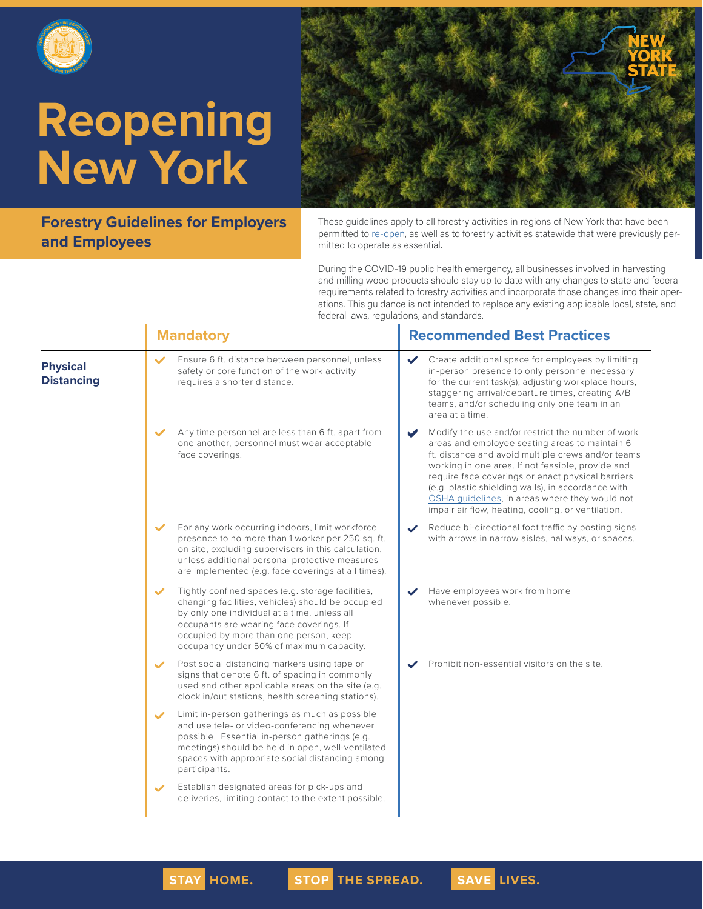# Reopening New York

## Forestry Guidelines for Employers and Employees

These guidelines apply to all forestry activities in regions of New York that have been permitted to re-open, as well as to forestry activities statewide that were previously permitted to operate as essential.

During the COVID-19 public health emergency, all businesses involved in harvesting and milling wood products should stay up to date with any changes to state and federal requirements related to forestry activities and incorporate those changes into their operations. This guidance is not intended to replace any existing applicable local, state, and federal laws, regulations, and standards.

| | Mandatory | Recommended Best Practices |
|---|---|---|
| **Physical Distancing** | ✔ Ensure 6 ft. distance between personnel, unless safety or core function of the work activity requires a shorter distance. | ✔ Create additional space for employees by limiting in-person presence to only personnel necessary for the current task(s), adjusting workplace hours, staggering arrival/departure times, creating A/B teams, and/or scheduling only one team in an area at a time. |
| | ✔ Any time personnel are less than 6 ft. apart from one another, personnel must wear acceptable face coverings. | ✔ Modify the use and/or restrict the number of work areas and employee seating areas to maintain 6 ft. distance and avoid multiple crews and/or teams working in one area. If not feasible, provide and require face coverings or enact physical barriers (e.g. plastic shielding walls), in accordance with OSHA guidelines, in areas where they would not impair air flow, heating, cooling, or ventilation. |
| | ✔ For any work occurring indoors, limit workforce presence to no more than 1 worker per 250 sq. ft. on site, excluding supervisors in this calculation, unless additional personal protective measures are implemented (e.g. face coverings at all times). | ✔ Reduce bi-directional foot traffic by posting signs with arrows in narrow aisles, hallways, or spaces. |
| | ✔ Tightly confined spaces (e.g. storage facilities, changing facilities, vehicles) should be occupied by only one individual at a time, unless all occupants are wearing face coverings. If occupied by more than one person, keep occupancy under 50% of maximum capacity. | ✔ Have employees work from home whenever possible. |
| | ✔ Post social distancing markers using tape or signs that denote 6 ft. of spacing in commonly used and other applicable areas on the site (e.g. clock in/out stations, health screening stations). | ✔ Prohibit non-essential visitors on the site. |
| | ✔ Limit in-person gatherings as much as possible and use tele- or video-conferencing whenever possible. Essential in-person gatherings (e.g. meetings) should be held in open, well-ventilated spaces with appropriate social distancing among participants. | |
| | ✔ Establish designated areas for pick-ups and deliveries, limiting contact to the extent possible. | |

**STAY** HOME. **STOP** THE SPREAD. **SAVE** LIVES.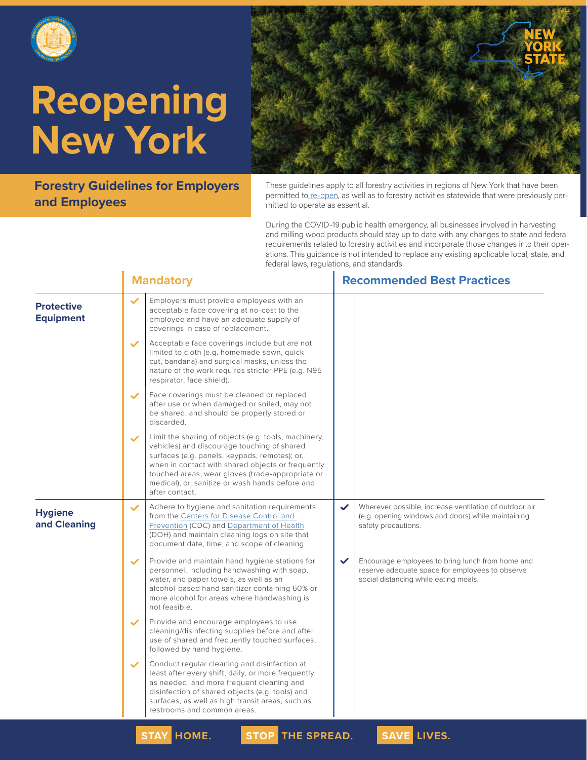# Reopening New York

## Forestry Guidelines for Employers and Employees

These guidelines apply to all forestry activities in regions of New York that have been permitted to re-open, as well as to forestry activities statewide that were previously permitted to operate as essential.

During the COVID-19 public health emergency, all businesses involved in harvesting and milling wood products should stay up to date with any changes to state and federal requirements related to forestry activities and incorporate those changes into their operations. This guidance is not intended to replace any existing applicable local, state, and federal laws, regulations, and standards.

| | Mandatory | Recommended Best Practices |
|---|---|---|
| **Protective Equipment** | ✔ Employers must provide employees with an acceptable face covering at no-cost to the employee and have an adequate supply of coverings in case of replacement. | |
| | ✔ Acceptable face coverings include but are not limited to cloth (e.g. homemade sewn, quick cut, bandana) and surgical masks, unless the nature of the work requires stricter PPE (e.g. N95 respirator, face shield). | |
| | ✔ Face coverings must be cleaned or replaced after use or when damaged or soiled, may not be shared, and should be properly stored or discarded. | |
| | ✔ Limit the sharing of objects (e.g. tools, machinery, vehicles) and discourage touching of shared surfaces (e.g. panels, keypads, remotes); or, when in contact with shared objects or frequently touched areas, wear gloves (trade-appropriate or medical); or, sanitize or wash hands before and after contact. | |
| **Hygiene and Cleaning** | ✔ Adhere to hygiene and sanitation requirements from the Centers for Disease Control and Prevention (CDC) and Department of Health (DOH) and maintain cleaning logs on site that document date, time, and scope of cleaning. | ✔ Wherever possible, increase ventilation of outdoor air (e.g. opening windows and doors) while maintaining safety precautions. |
| | ✔ Provide and maintain hand hygiene stations for personnel, including handwashing with soap, water, and paper towels, as well as an alcohol-based hand sanitizer containing 60% or more alcohol for areas where handwashing is not feasible. | ✔ Encourage employees to bring lunch from home and reserve adequate space for employees to observe social distancing while eating meals. |
| | ✔ Provide and encourage employees to use cleaning/disinfecting supplies before and after use of shared and frequently touched surfaces, followed by hand hygiene. | |
| | ✔ Conduct regular cleaning and disinfection at least after every shift, daily, or more frequently as needed, and more frequent cleaning and disinfection of shared objects (e.g. tools) and surfaces, as well as high transit areas, such as restrooms and common areas. | |

STAY HOME. STOP THE SPREAD. SAVE LIVES.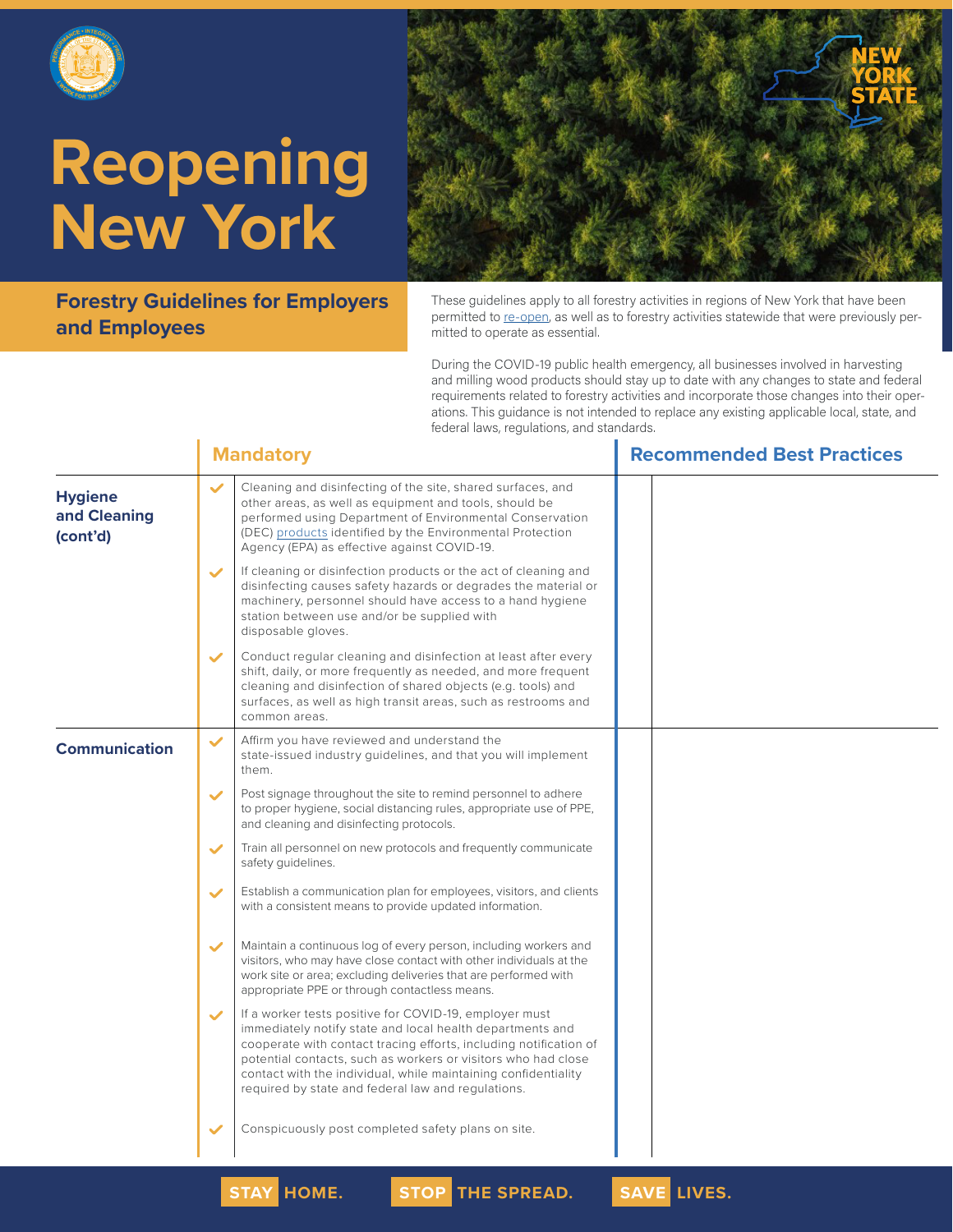# Reopening New York

NEW YORK STATE

## Forestry Guidelines for Employers and Employees

These guidelines apply to all forestry activities in regions of New York that have been permitted to re-open, as well as to forestry activities statewide that were previously permitted to operate as essential.

During the COVID-19 public health emergency, all businesses involved in harvesting and milling wood products should stay up to date with any changes to state and federal requirements related to forestry activities and incorporate those changes into their operations. This guidance is not intended to replace any existing applicable local, state, and federal laws, regulations, and standards.

| | Mandatory | Recommended Best Practices |
|---|---|---|
| **Hygiene and Cleaning (cont'd)** | ✔ Cleaning and disinfecting of the site, shared surfaces, and other areas, as well as equipment and tools, should be performed using Department of Environmental Conservation (DEC) products identified by the Environmental Protection Agency (EPA) as effective against COVID-19. | |
| | ✔ If cleaning or disinfection products or the act of cleaning and disinfecting causes safety hazards or degrades the material or machinery, personnel should have access to a hand hygiene station between use and/or be supplied with disposable gloves. | |
| | ✔ Conduct regular cleaning and disinfection at least after every shift, daily, or more frequently as needed, and more frequent cleaning and disinfection of shared objects (e.g. tools) and surfaces, as well as high transit areas, such as restrooms and common areas. | |
| **Communication** | ✔ Affirm you have reviewed and understand the state-issued industry guidelines, and that you will implement them. | |
| | ✔ Post signage throughout the site to remind personnel to adhere to proper hygiene, social distancing rules, appropriate use of PPE, and cleaning and disinfecting protocols. | |
| | ✔ Train all personnel on new protocols and frequently communicate safety guidelines. | |
| | ✔ Establish a communication plan for employees, visitors, and clients with a consistent means to provide updated information. | |
| | ✔ Maintain a continuous log of every person, including workers and visitors, who may have close contact with other individuals at the work site or area; excluding deliveries that are performed with appropriate PPE or through contactless means. | |
| | ✔ If a worker tests positive for COVID-19, employer must immediately notify state and local health departments and cooperate with contact tracing efforts, including notification of potential contacts, such as workers or visitors who had close contact with the individual, while maintaining confidentiality required by state and federal law and regulations. | |
| | ✔ Conspicuously post completed safety plans on site. | |

STAY HOME. STOP THE SPREAD. SAVE LIVES.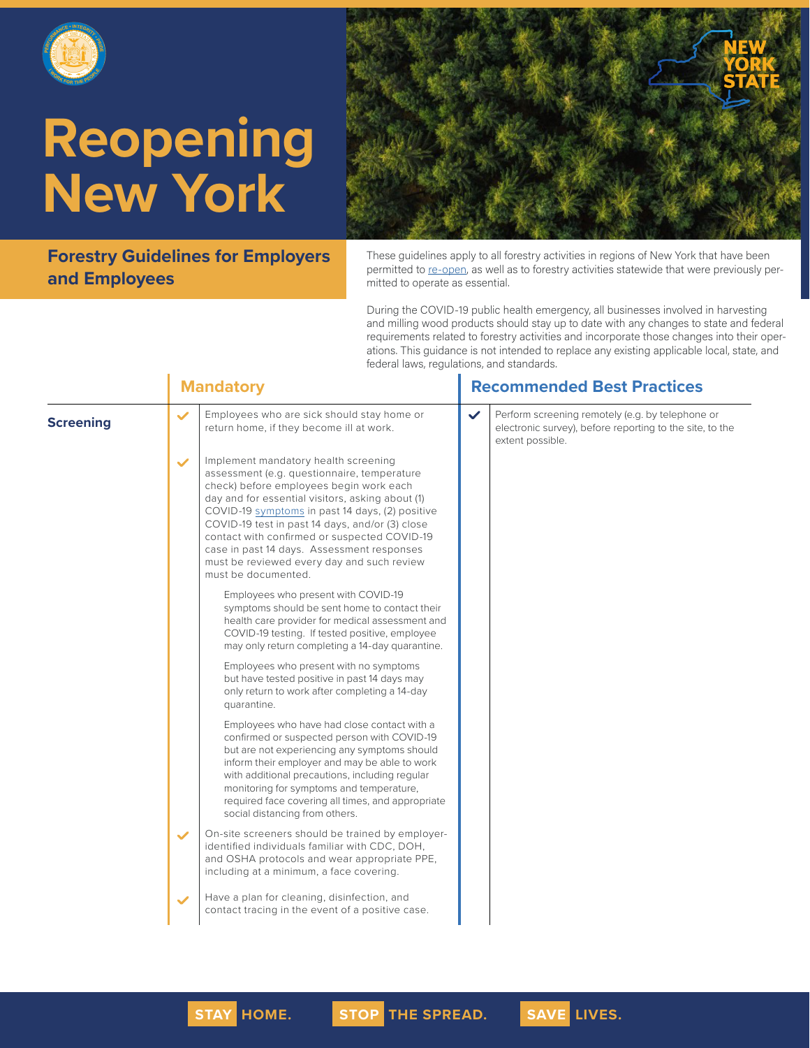# Reopening New York

NEW YORK STATE

## Forestry Guidelines for Employers and Employees

These guidelines apply to all forestry activities in regions of New York that have been permitted to re-open, as well as to forestry activities statewide that were previously permitted to operate as essential.

During the COVID-19 public health emergency, all businesses involved in harvesting and milling wood products should stay up to date with any changes to state and federal requirements related to forestry activities and incorporate those changes into their operations. This guidance is not intended to replace any existing applicable local, state, and federal laws, regulations, and standards.

| | Mandatory | Recommended Best Practices |
|---|---|---|
| **Screening** | ✓ Employees who are sick should stay home or return home, if they become ill at work. | ✓ Perform screening remotely (e.g. by telephone or electronic survey), before reporting to the site, to the extent possible. |
| | ✓ Implement mandatory health screening assessment (e.g. questionnaire, temperature check) before employees begin work each day and for essential visitors, asking about (1) COVID-19 symptoms in past 14 days, (2) positive COVID-19 test in past 14 days, and/or (3) close contact with confirmed or suspected COVID-19 case in past 14 days. Assessment responses must be reviewed every day and such review must be documented. | |
| | Employees who present with COVID-19 symptoms should be sent home to contact their health care provider for medical assessment and COVID-19 testing. If tested positive, employee may only return completing a 14-day quarantine. | |
| | Employees who present with no symptoms but have tested positive in past 14 days may only return to work after completing a 14-day quarantine. | |
| | Employees who have had close contact with a confirmed or suspected person with COVID-19 but are not experiencing any symptoms should inform their employer and may be able to work with additional precautions, including regular monitoring for symptoms and temperature, required face covering all times, and appropriate social distancing from others. | |
| | ✓ On-site screeners should be trained by employer-identified individuals familiar with CDC, DOH, and OSHA protocols and wear appropriate PPE, including at a minimum, a face covering. | |
| | ✓ Have a plan for cleaning, disinfection, and contact tracing in the event of a positive case. | |

STAY HOME. STOP THE SPREAD. SAVE LIVES.